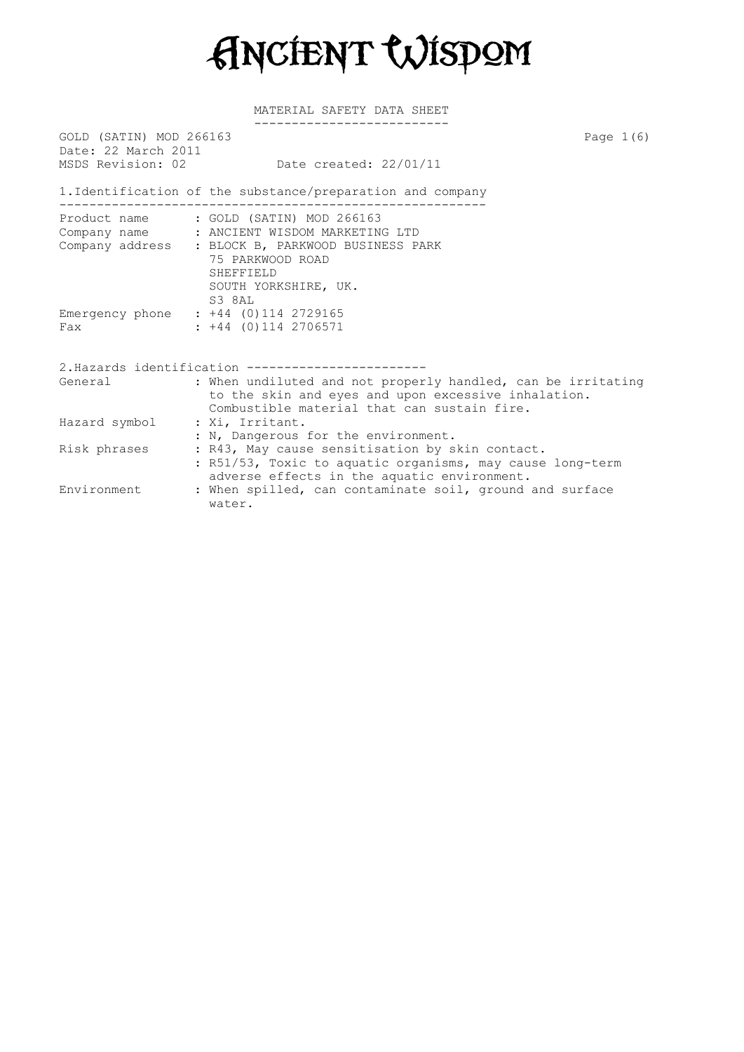# ANCIENT WISDOM

## MATERIAL SAFETY DATA SHEET

GOLD (SATIN) MOD 266163
Date: 22 March 2011
MSDS Revision: 02 Date created: 22/01/11

### 1.Identification of the substance/preparation and company

| | |
|---|---|
| Product name | : GOLD (SATIN) MOD 266163 |
| Company name | : ANCIENT WISDOM MARKETING LTD |
| Company address | : BLOCK B, PARKWOOD BUSINESS PARK<br>75 PARKWOOD ROAD<br>SHEFFIELD<br>SOUTH YORKSHIRE, UK.<br>S3 8AL |
| Emergency phone | : +44 (0)114 2729165 |
| Fax | : +44 (0)114 2706571 |

### 2.Hazards identification

| | |
|---|---|
| General | : When undiluted and not properly handled, can be irritating to the skin and eyes and upon excessive inhalation. Combustible material that can sustain fire. |
| Hazard symbol | : Xi, Irritant.<br>: N, Dangerous for the environment. |
| Risk phrases | : R43, May cause sensitisation by skin contact.<br>: R51/53, Toxic to aquatic organisms, may cause long-term adverse effects in the aquatic environment. |
| Environment | : When spilled, can contaminate soil, ground and surface water. |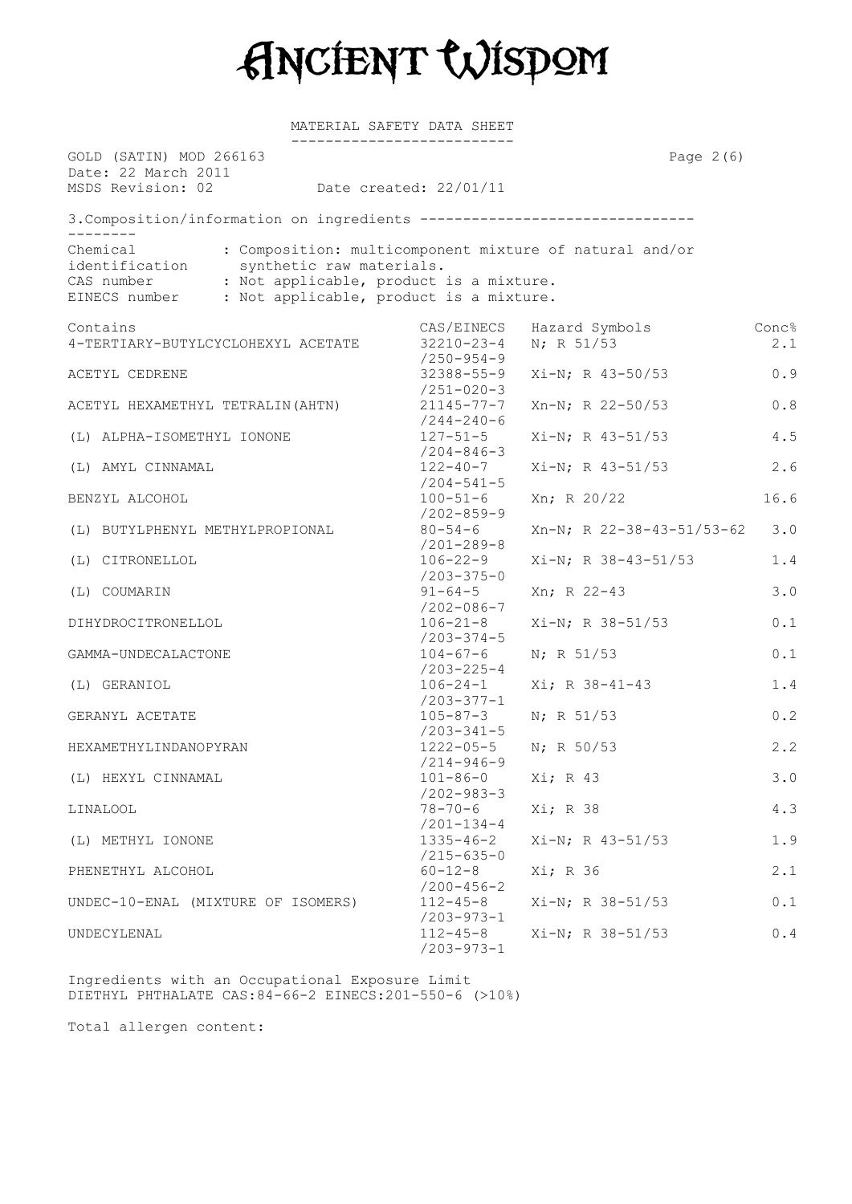# Ancient Wisdom

MATERIAL SAFETY DATA SHEET

GOLD (SATIN) MOD 266163
Date: 22 March 2011
MSDS Revision: 02 Date created: 22/01/11

## 3.Composition/information on ingredients

Chemical identification : Composition: multicomponent mixture of natural and/or synthetic raw materials.
CAS number : Not applicable, product is a mixture.
EINECS number : Not applicable, product is a mixture.

| Contains | CAS/EINECS | Hazard Symbols | Conc% |
|---|---|---|---|
| 4-TERTIARY-BUTYLCYCLOHEXYL ACETATE | 32210-23-4 /250-954-9 | N; R 51/53 | 2.1 |
| ACETYL CEDRENE | 32388-55-9 /251-020-3 | Xi-N; R 43-50/53 | 0.9 |
| ACETYL HEXAMETHYL TETRALIN(AHTN) | 21145-77-7 /244-240-6 | Xn-N; R 22-50/53 | 0.8 |
| (L) ALPHA-ISOMETHYL IONONE | 127-51-5 /204-846-3 | Xi-N; R 43-51/53 | 4.5 |
| (L) AMYL CINNAMAL | 122-40-7 /204-541-5 | Xi-N; R 43-51/53 | 2.6 |
| BENZYL ALCOHOL | 100-51-6 /202-859-9 | Xn; R 20/22 | 16.6 |
| (L) BUTYLPHENYL METHYLPROPIONAL | 80-54-6 /201-289-8 | Xn-N; R 22-38-43-51/53-62 | 3.0 |
| (L) CITRONELLOL | 106-22-9 /203-375-0 | Xi-N; R 38-43-51/53 | 1.4 |
| (L) COUMARIN | 91-64-5 /202-086-7 | Xn; R 22-43 | 3.0 |
| DIHYDROCITRONELLOL | 106-21-8 /203-374-5 | Xi-N; R 38-51/53 | 0.1 |
| GAMMA-UNDECALACTONE | 104-67-6 /203-225-4 | N; R 51/53 | 0.1 |
| (L) GERANIOL | 106-24-1 /203-377-1 | Xi; R 38-41-43 | 1.4 |
| GERANYL ACETATE | 105-87-3 /203-341-5 | N; R 51/53 | 0.2 |
| HEXAMETHYLINDANOPYRAN | 1222-05-5 /214-946-9 | N; R 50/53 | 2.2 |
| (L) HEXYL CINNAMAL | 101-86-0 /202-983-3 | Xi; R 43 | 3.0 |
| LINALOOL | 78-70-6 /201-134-4 | Xi; R 38 | 4.3 |
| (L) METHYL IONONE | 1335-46-2 /215-635-0 | Xi-N; R 43-51/53 | 1.9 |
| PHENETHYL ALCOHOL | 60-12-8 /200-456-2 | Xi; R 36 | 2.1 |
| UNDEC-10-ENAL (MIXTURE OF ISOMERS) | 112-45-8 /203-973-1 | Xi-N; R 38-51/53 | 0.1 |
| UNDECYLENAL | 112-45-8 /203-973-1 | Xi-N; R 38-51/53 | 0.4 |

Ingredients with an Occupational Exposure Limit
DIETHYL PHTHALATE CAS:84-66-2 EINECS:201-550-6 (>10%)

Total allergen content: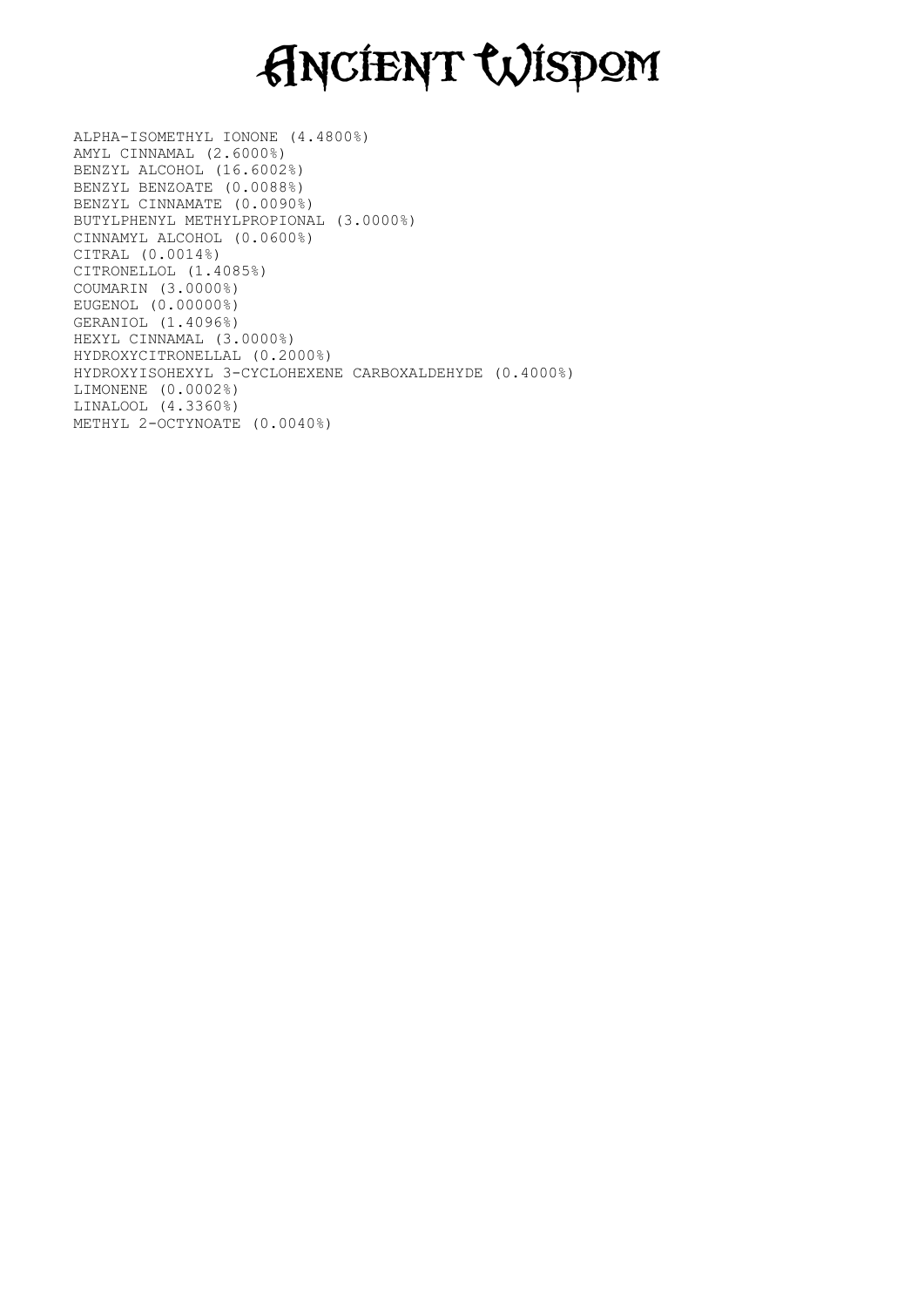# Ancient Wisdom

ALPHA-ISOMETHYL IONONE (4.4800%)
AMYL CINNAMAL (2.6000%)
BENZYL ALCOHOL (16.6002%)
BENZYL BENZOATE (0.0088%)
BENZYL CINNAMATE (0.0090%)
BUTYLPHENYL METHYLPROPIONAL (3.0000%)
CINNAMYL ALCOHOL (0.0600%)
CITRAL (0.0014%)
CITRONELLOL (1.4085%)
COUMARIN (3.0000%)
EUGENOL (0.00000%)
GERANIOL (1.4096%)
HEXYL CINNAMAL (3.0000%)
HYDROXYCITRONELLAL (0.2000%)
HYDROXYISOHEXYL 3-CYCLOHEXENE CARBOXALDEHYDE (0.4000%)
LIMONENE (0.0002%)
LINALOOL (4.3360%)
METHYL 2-OCTYNOATE (0.0040%)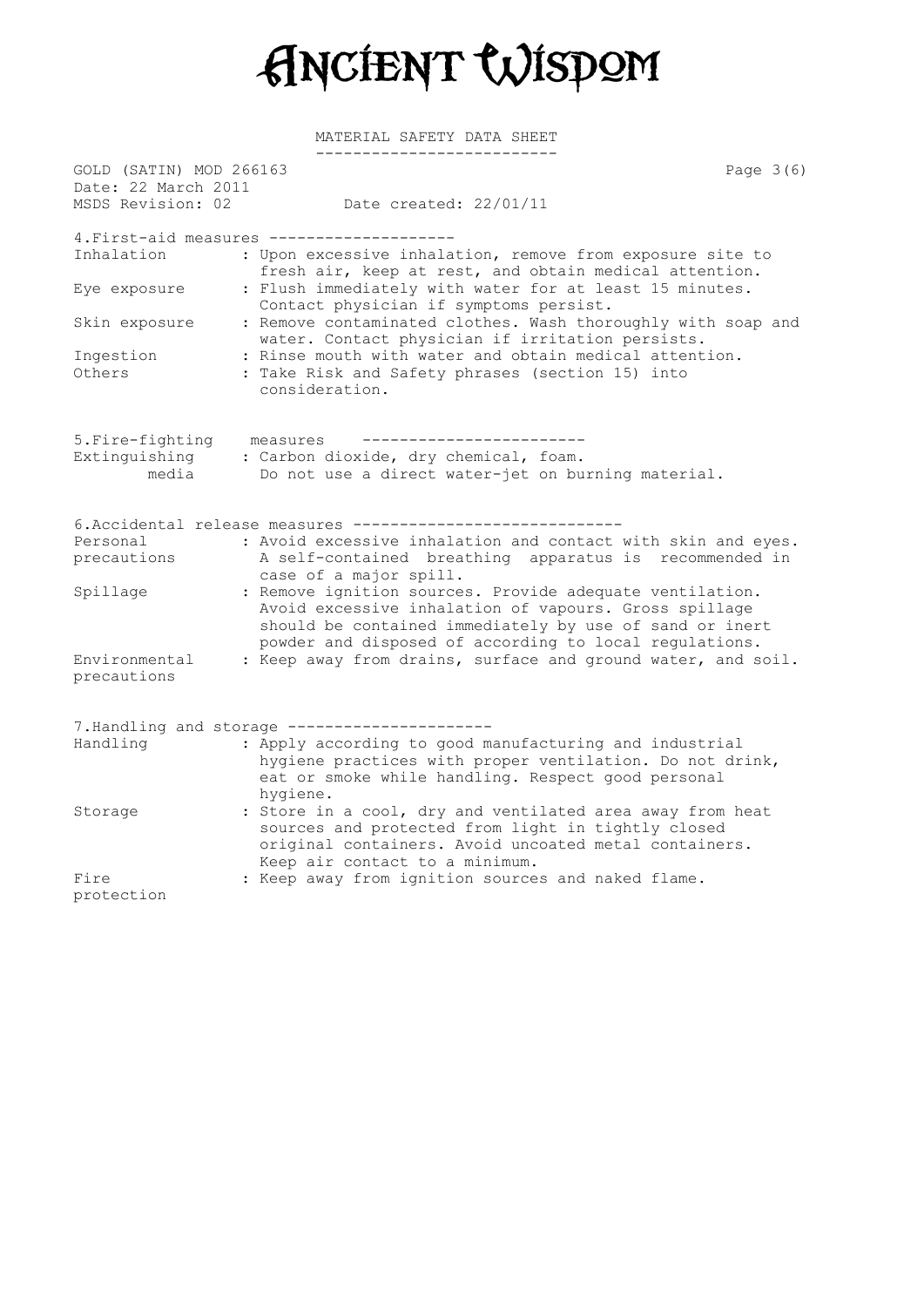# Ancient Wisdom

MATERIAL SAFETY DATA SHEET

GOLD (SATIN) MOD 266163
Date: 22 March 2011
MSDS Revision: 02 Date created: 22/01/11

## 4.First-aid measures

| | |
|---|---|
| Inhalation | : Upon excessive inhalation, remove from exposure site to fresh air, keep at rest, and obtain medical attention. |
| Eye exposure | : Flush immediately with water for at least 15 minutes. Contact physician if symptoms persist. |
| Skin exposure | : Remove contaminated clothes. Wash thoroughly with soap and water. Contact physician if irritation persists. |
| Ingestion | : Rinse mouth with water and obtain medical attention. |
| Others | : Take Risk and Safety phrases (section 15) into consideration. |

## 5.Fire-fighting measures

| | |
|---|---|
| Extinguishing media | : Carbon dioxide, dry chemical, foam. Do not use a direct water-jet on burning material. |

## 6.Accidental release measures

| | |
|---|---|
| Personal precautions | : Avoid excessive inhalation and contact with skin and eyes. A self-contained breathing apparatus is recommended in case of a major spill. |
| Spillage | : Remove ignition sources. Provide adequate ventilation. Avoid excessive inhalation of vapours. Gross spillage should be contained immediately by use of sand or inert powder and disposed of according to local regulations. |
| Environmental precautions | : Keep away from drains, surface and ground water, and soil. |

## 7.Handling and storage

| | |
|---|---|
| Handling | : Apply according to good manufacturing and industrial hygiene practices with proper ventilation. Do not drink, eat or smoke while handling. Respect good personal hygiene. |
| Storage | : Store in a cool, dry and ventilated area away from heat sources and protected from light in tightly closed original containers. Avoid uncoated metal containers. Keep air contact to a minimum. |
| Fire protection | : Keep away from ignition sources and naked flame. |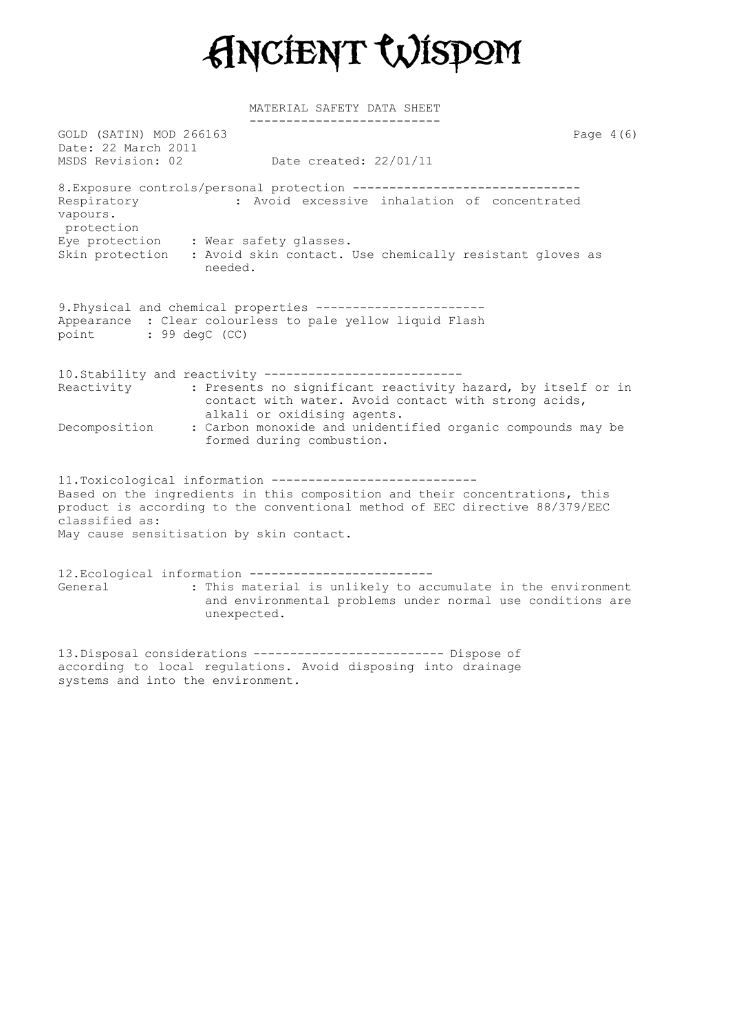MATERIAL SAFETY DATA SHEET

GOLD (SATIN) MOD 266163

Date: 22 March 2011

MSDS Revision: 02 Date created: 22/01/11

## 8.Exposure controls/personal protection

Respiratory protection : Avoid excessive inhalation of concentrated vapours.

Eye protection : Wear safety glasses.

Skin protection : Avoid skin contact. Use chemically resistant gloves as needed.

## 9.Physical and chemical properties

Appearance : Clear colourless to pale yellow liquid

Flash point : 99 degC (CC)

## 10.Stability and reactivity

Reactivity : Presents no significant reactivity hazard, by itself or in contact with water. Avoid contact with strong acids, alkali or oxidising agents.

Decomposition : Carbon monoxide and unidentified organic compounds may be formed during combustion.

## 11.Toxicological information

Based on the ingredients in this composition and their concentrations, this product is according to the conventional method of EEC directive 88/379/EEC classified as:

May cause sensitisation by skin contact.

## 12.Ecological information

General : This material is unlikely to accumulate in the environment and environmental problems under normal use conditions are unexpected.

## 13.Disposal considerations

Dispose of according to local regulations. Avoid disposing into drainage systems and into the environment.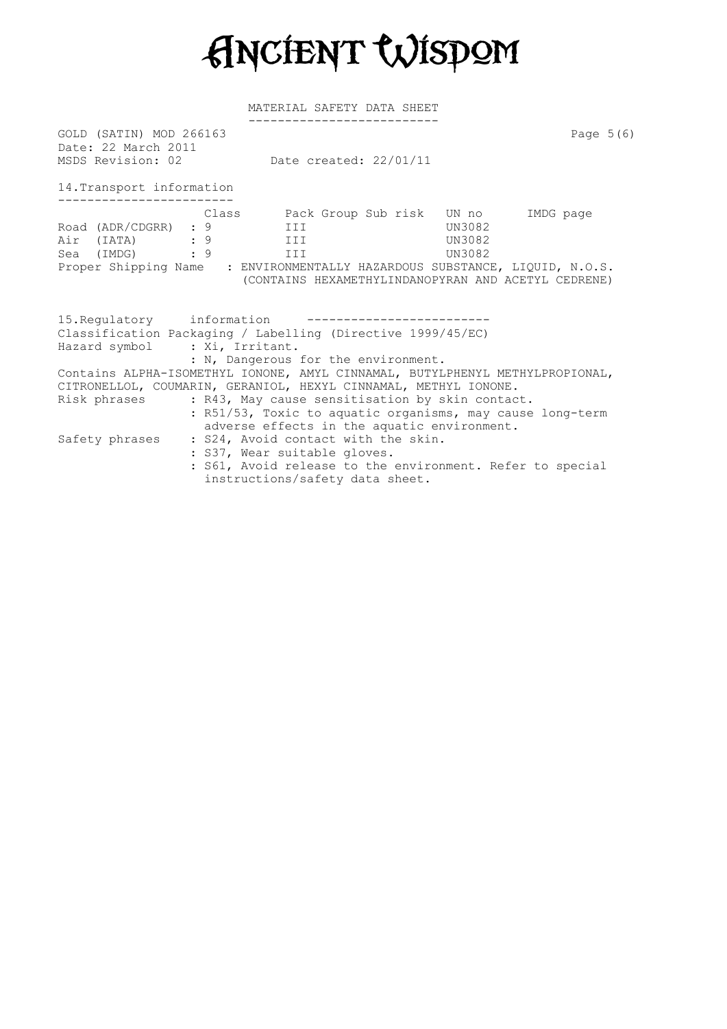MATERIAL SAFETY DATA SHEET

GOLD (SATIN) MOD 266163

Date: 22 March 2011

MSDS Revision: 02 Date created: 22/01/11

## 14.Transport information

| | Class | Pack Group | Sub risk | UN no | IMDG page |
|---|---|---|---|---|---|
| Road (ADR/CDGRR) | : 9 | III | | UN3082 | |
| Air (IATA) | : 9 | III | | UN3082 | |
| Sea (IMDG) | : 9 | III | | UN3082 | |

Proper Shipping Name : ENVIRONMENTALLY HAZARDOUS SUBSTANCE, LIQUID, N.O.S. (CONTAINS HEXAMETHYLINDANOPYRAN AND ACETYL CEDRENE)

## 15.Regulatory information

Classification Packaging / Labelling (Directive 1999/45/EC)

Hazard symbol : Xi, Irritant.
: N, Dangerous for the environment.

Contains ALPHA-ISOMETHYL IONONE, AMYL CINNAMAL, BUTYLPHENYL METHYLPROPIONAL, CITRONELLOL, COUMARIN, GERANIOL, HEXYL CINNAMAL, METHYL IONONE.

Risk phrases : R43, May cause sensitisation by skin contact.
: R51/53, Toxic to aquatic organisms, may cause long-term adverse effects in the aquatic environment.

Safety phrases : S24, Avoid contact with the skin.
: S37, Wear suitable gloves.
: S61, Avoid release to the environment. Refer to special instructions/safety data sheet.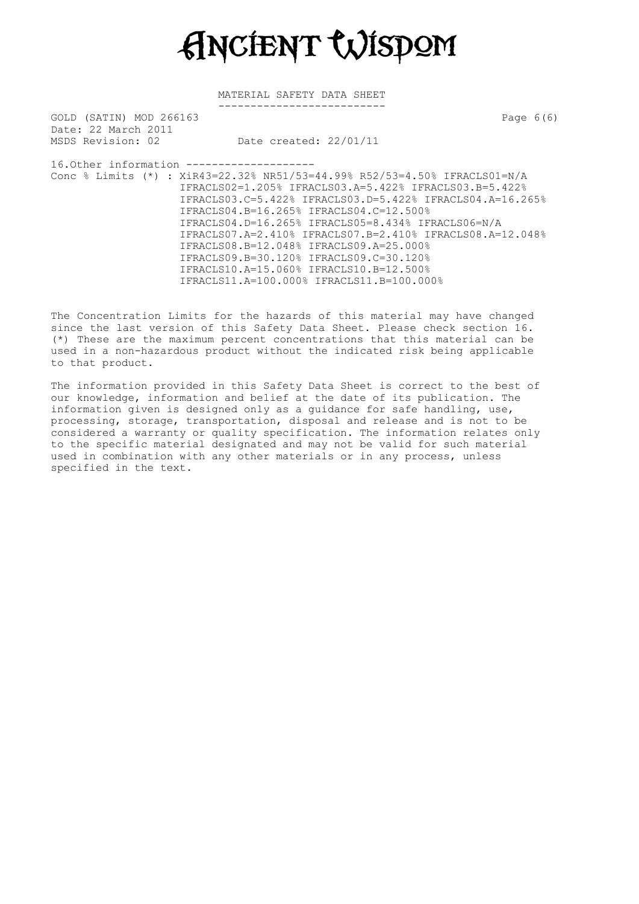MATERIAL SAFETY DATA SHEET

GOLD (SATIN) MOD 266163
Date: 22 March 2011
MSDS Revision: 02 Date created: 22/01/11

## 16.Other information

Conc % Limits (*) : XiR43=22.32% NR51/53=44.99% R52/53=4.50% IFRACLS01=N/A
IFRACLS02=1.205% IFRACLS03.A=5.422% IFRACLS03.B=5.422%
IFRACLS03.C=5.422% IFRACLS03.D=5.422% IFRACLS04.A=16.265%
IFRACLS04.B=16.265% IFRACLS04.C=12.500%
IFRACLS04.D=16.265% IFRACLS05=8.434% IFRACLS06=N/A
IFRACLS07.A=2.410% IFRACLS07.B=2.410% IFRACLS08.A=12.048%
IFRACLS08.B=12.048% IFRACLS09.A=25.000%
IFRACLS09.B=30.120% IFRACLS09.C=30.120%
IFRACLS10.A=15.060% IFRACLS10.B=12.500%
IFRACLS11.A=100.000% IFRACLS11.B=100.000%

The Concentration Limits for the hazards of this material may have changed since the last version of this Safety Data Sheet. Please check section 16.
(*) These are the maximum percent concentrations that this material can be used in a non-hazardous product without the indicated risk being applicable to that product.

The information provided in this Safety Data Sheet is correct to the best of our knowledge, information and belief at the date of its publication. The information given is designed only as a guidance for safe handling, use, processing, storage, transportation, disposal and release and is not to be considered a warranty or quality specification. The information relates only to the specific material designated and may not be valid for such material used in combination with any other materials or in any process, unless specified in the text.